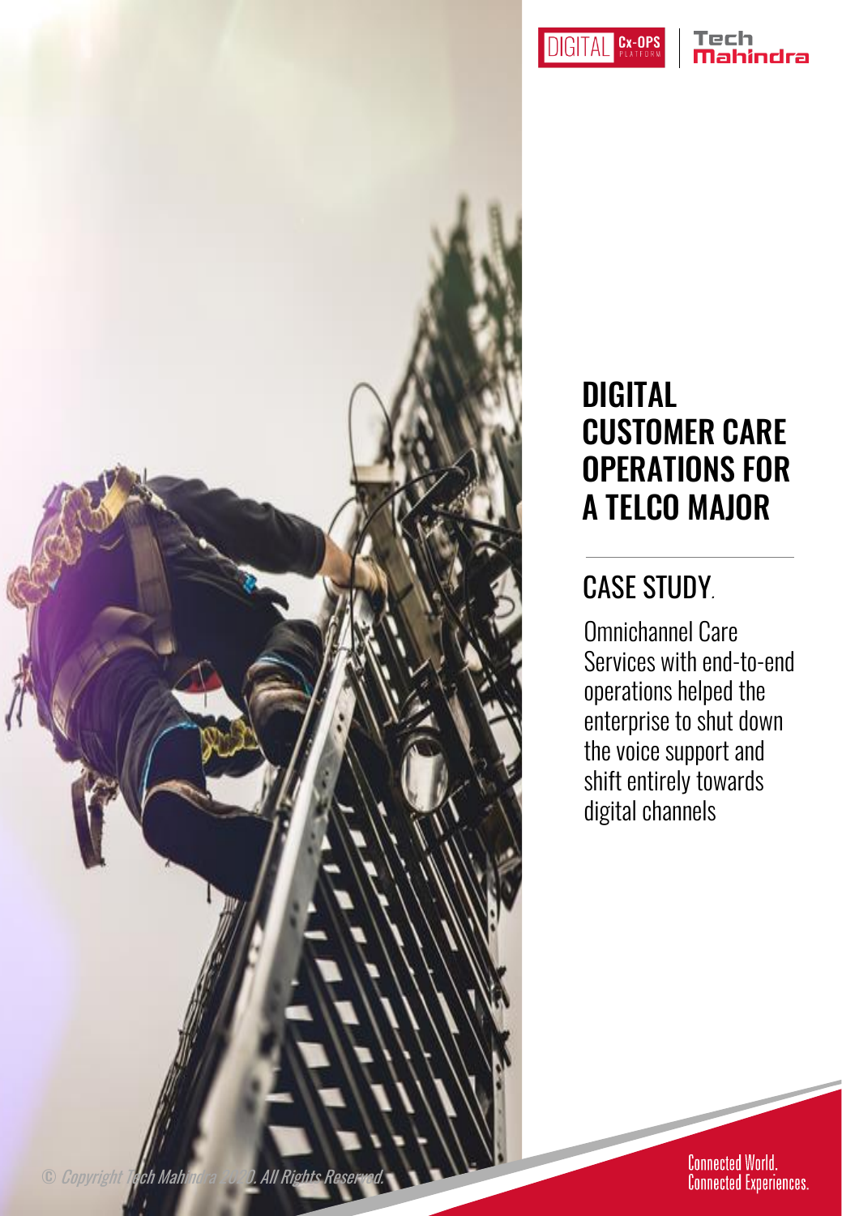DIGITAL Cx-OPS PLATFORM | Tech Mahindra

# DIGITAL CUSTOMER CARE OPERATIONS FOR A TELCO MAJOR

## CASE STUDY.

Omnichannel Care Services with end-to-end operations helped the enterprise to shut down the voice support and shift entirely towards digital channels

© Copyright Tech Mahindra 2020. All Rights Reserved.

Connected World. Connected Experiences.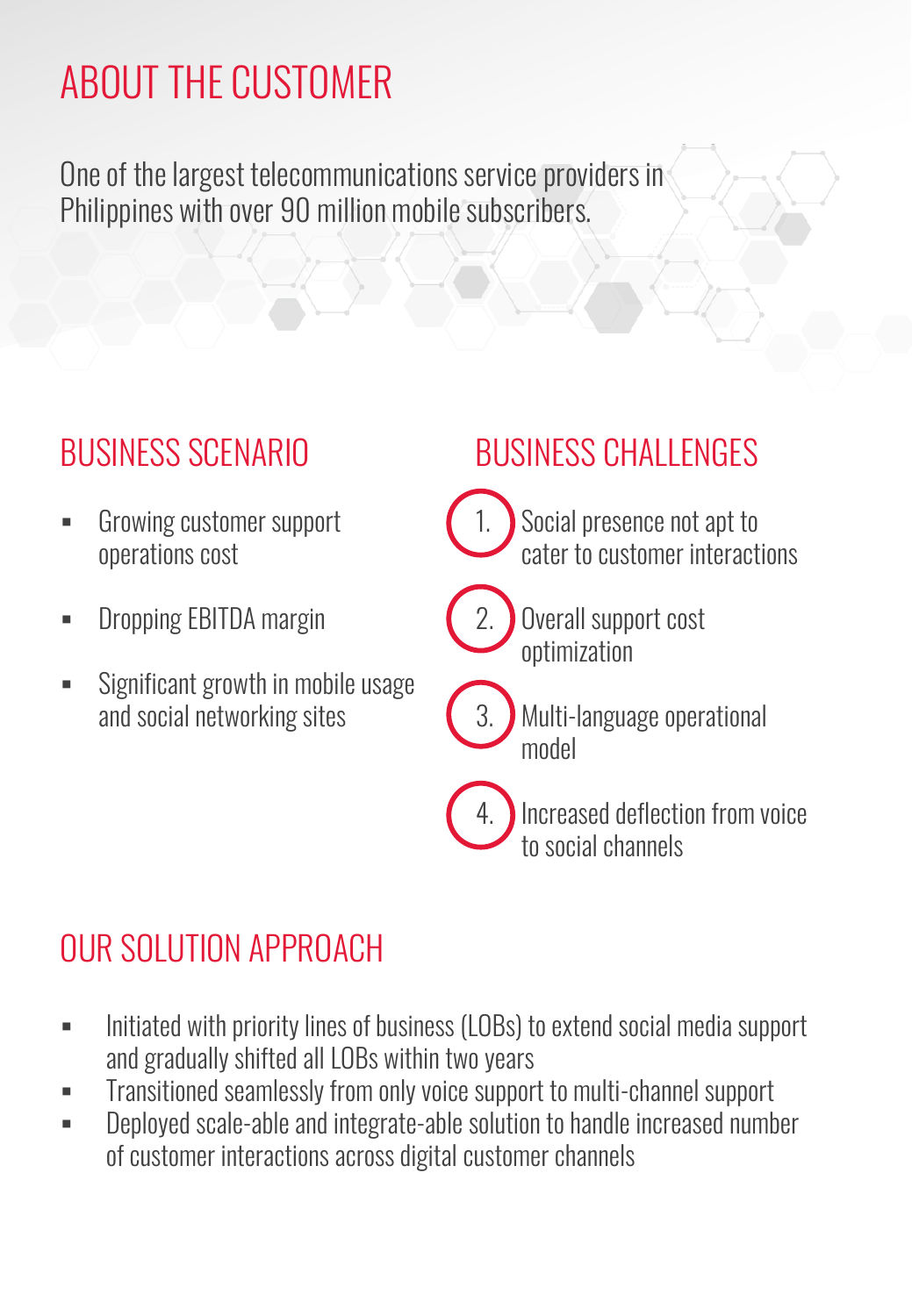## ABOUT THE CUSTOMER

One of the largest telecommunications service providers in Philippines with over 90 million mobile subscribers.

## BUSINESS SCENARIO

- Growing customer support operations cost
- Dropping EBITDA margin
- Significant growth in mobile usage and social networking sites

## BUSINESS CHALLENGES

1. Social presence not apt to cater to customer interactions
2. Overall support cost optimization
3. Multi-language operational model
4. Increased deflection from voice to social channels

## OUR SOLUTION APPROACH

- Initiated with priority lines of business (LOBs) to extend social media support and gradually shifted all LOBs within two years
- Transitioned seamlessly from only voice support to multi-channel support
- Deployed scale-able and integrate-able solution to handle increased number of customer interactions across digital customer channels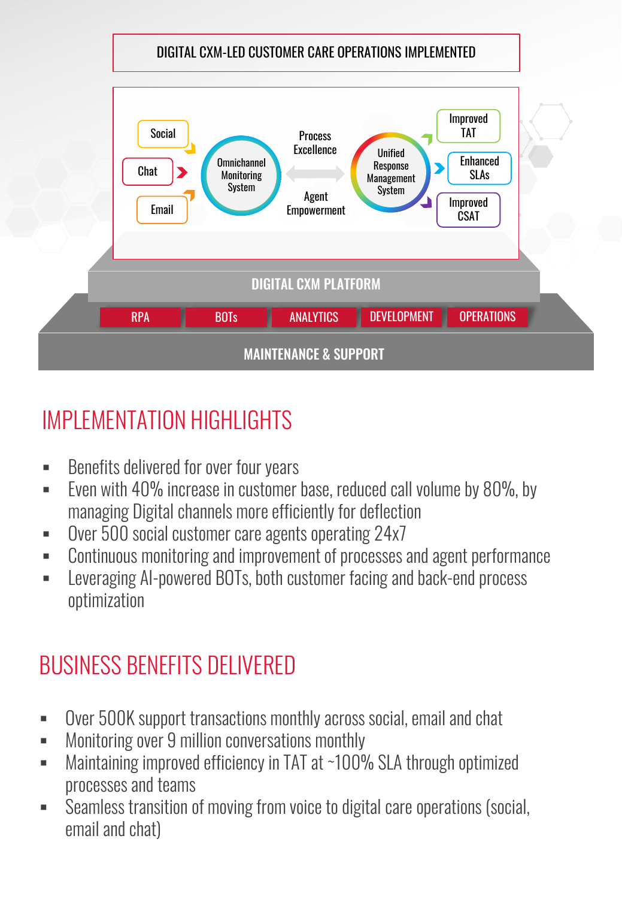## DIGITAL CXM-LED CUSTOMER CARE OPERATIONS IMPLEMENTED

Social

Chat

Email

Omnichannel Monitoring System

Process Excellence

Agent Empowerment

Unified Response Management System

Improved TAT

Enhanced SLAs

Improved CSAT

DIGITAL CXM PLATFORM

RPA | BOTs | ANALYTICS | DEVELOPMENT | OPERATIONS

MAINTENANCE & SUPPORT

# IMPLEMENTATION HIGHLIGHTS

- Benefits delivered for over four years
- Even with 40% increase in customer base, reduced call volume by 80%, by managing Digital channels more efficiently for deflection
- Over 500 social customer care agents operating 24x7
- Continuous monitoring and improvement of processes and agent performance
- Leveraging AI-powered BOTs, both customer facing and back-end process optimization

# BUSINESS BENEFITS DELIVERED

- Over 500K support transactions monthly across social, email and chat
- Monitoring over 9 million conversations monthly
- Maintaining improved efficiency in TAT at ~100% SLA through optimized processes and teams
- Seamless transition of moving from voice to digital care operations (social, email and chat)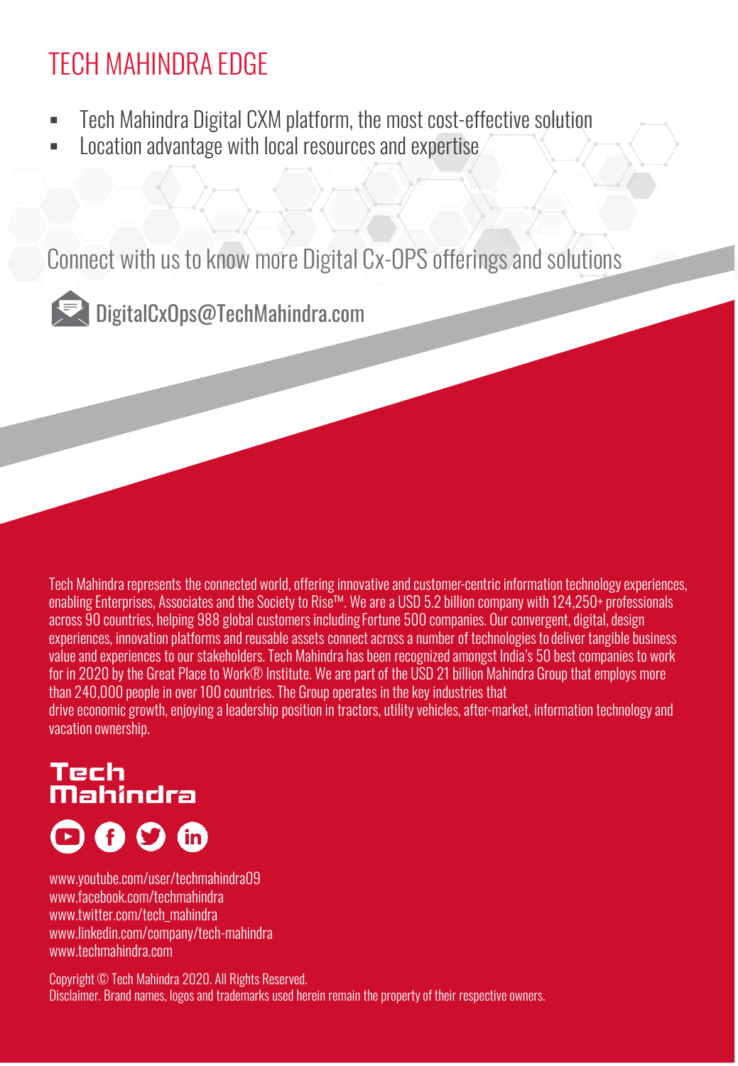# TECH MAHINDRA EDGE

- Tech Mahindra Digital CXM platform, the most cost-effective solution
- Location advantage with local resources and expertise

Connect with us to know more Digital Cx-OPS offerings and solutions

DigitalCxOps@TechMahindra.com

Tech Mahindra represents the connected world, offering innovative and customer-centric information technology experiences, enabling Enterprises, Associates and the Society to Rise™. We are a USD 5.2 billion company with 124,250+ professionals across 90 countries, helping 988 global customers including Fortune 500 companies. Our convergent, digital, design experiences, innovation platforms and reusable assets connect across a number of technologies to deliver tangible business value and experiences to our stakeholders. Tech Mahindra has been recognized amongst India's 50 best companies to work for in 2020 by the Great Place to Work® Institute. We are part of the USD 21 billion Mahindra Group that employs more than 240,000 people in over 100 countries. The Group operates in the key industries that drive economic growth, enjoying a leadership position in tractors, utility vehicles, after-market, information technology and vacation ownership.

Tech Mahindra

www.youtube.com/user/techmahindra09
www.facebook.com/techmahindra
www.twitter.com/tech_mahindra
www.linkedin.com/company/tech-mahindra
www.techmahindra.com

Copyright © Tech Mahindra 2020. All Rights Reserved.
Disclaimer. Brand names, logos and trademarks used herein remain the property of their respective owners.